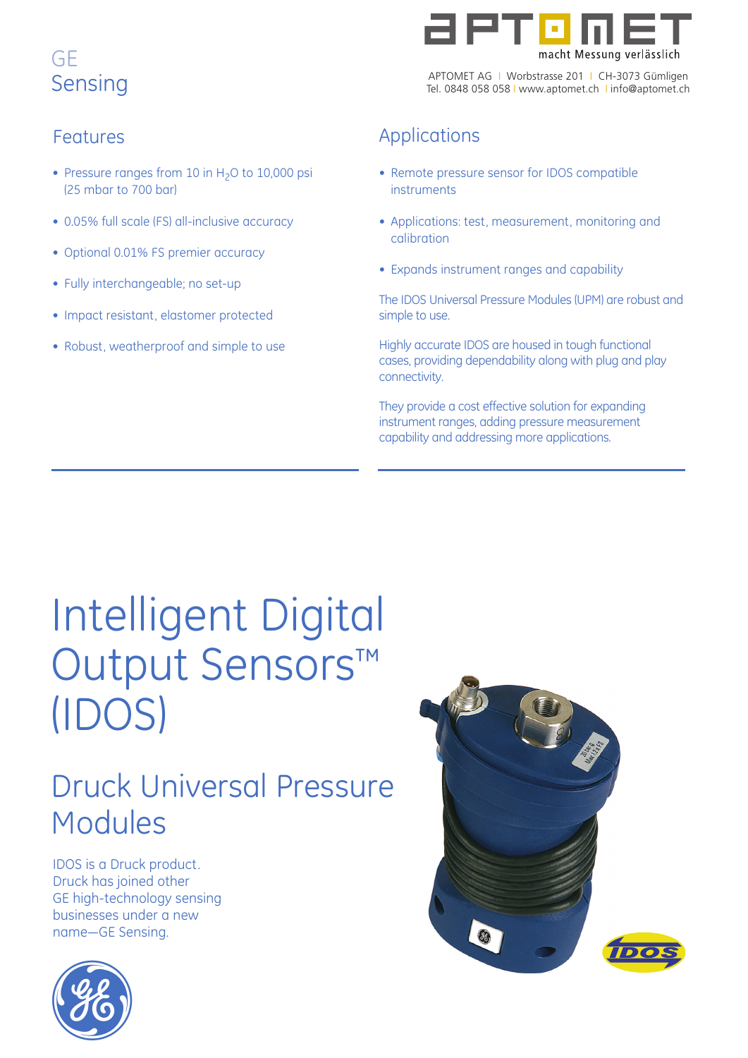GE
Sensing

APTOMET

macht Messung verlässlich

APTOMET AG | Worbstrasse 201 | CH-3073 Gümligen
Tel. 0848 058 058 | www.aptomet.ch | info@aptomet.ch

## Features

- Pressure ranges from 10 in $H_2O$ to 10,000 psi (25 mbar to 700 bar)
- 0.05% full scale (FS) all-inclusive accuracy
- Optional 0.01% FS premier accuracy
- Fully interchangeable; no set-up
- Impact resistant, elastomer protected
- Robust, weatherproof and simple to use

## Applications

- Remote pressure sensor for IDOS compatible instruments
- Applications: test, measurement, monitoring and calibration
- Expands instrument ranges and capability

The IDOS Universal Pressure Modules (UPM) are robust and simple to use.

Highly accurate IDOS are housed in tough functional cases, providing dependability along with plug and play connectivity.

They provide a cost effective solution for expanding instrument ranges, adding pressure measurement capability and addressing more applications.

# Intelligent Digital Output Sensors™ (IDOS)

## Druck Universal Pressure Modules

IDOS is a Druck product.
Druck has joined other
GE high-technology sensing
businesses under a new
name—GE Sensing.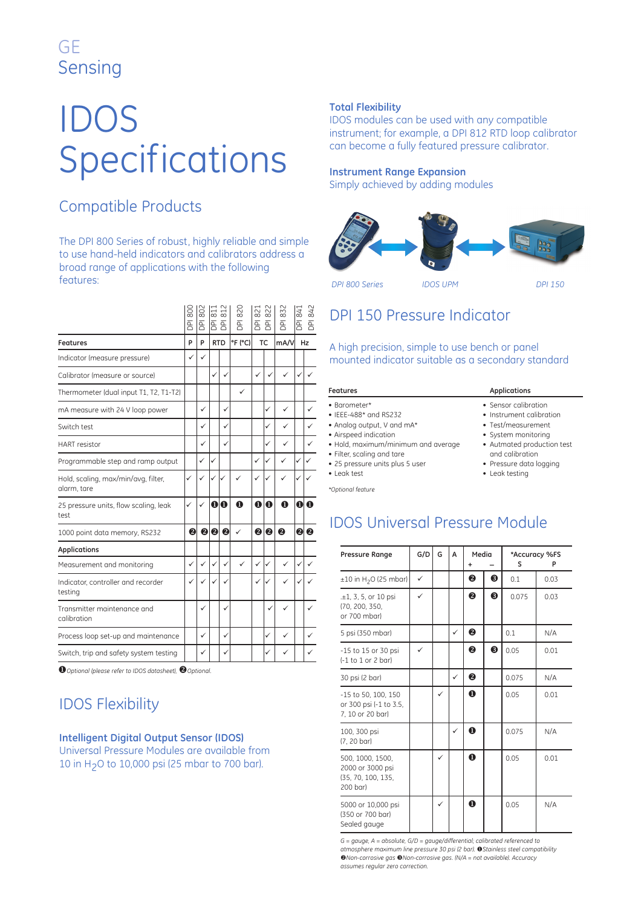GE
Sensing

# IDOS Specifications

## Compatible Products

The DPI 800 Series of robust, highly reliable and simple to use hand-held indicators and calibrators address a broad range of applications with the following features:

| | DPI 800 | DPI 802 | DPI 811 | DPI 812 | DPI 820 | DPI 821 | DPI 822 | DPI 832 | DPI 841 | DPI 842 |
|---|---|---|---|---|---|---|---|---|---|---|
| **Features** | P | P | RTD | | °F (°C) | TC | | mA/V | Hz | |
| Indicator (measure pressure) | ✓ | ✓ | | | | | | | | |
| Calibrator (measure or source) | | | ✓ | ✓ | | ✓ | ✓ | ✓ | ✓ | ✓ |
| Thermometer (dual input T1, T2, T1-T2) | | | | | ✓ | | | | | |
| mA measure with 24 V loop power | | ✓ | | ✓ | | | ✓ | ✓ | | ✓ |
| Switch test | | ✓ | | ✓ | | | ✓ | ✓ | | ✓ |
| HART resistor | | ✓ | | ✓ | | | ✓ | ✓ | | ✓ |
| Programmable step and ramp output | | ✓ | ✓ | | | ✓ | ✓ | ✓ | ✓ | ✓ |
| Hold, scaling, max/min/avg, filter, alarm, tare | ✓ | ✓ | ✓ | ✓ | ✓ | ✓ | ✓ | ✓ | ✓ | ✓ |
| 25 pressure units, flow scaling, leak test | ✓ | ✓ | ❶ | ❶ | ❶ | ❶ | ❶ | ❶ | ❶ | ❶ |
| 1000 point data memory, RS232 | ❷ | ❷ | ❷ | ❷ | ✓ | ❷ | ❷ | ❷ | ❷ | ❷ |
| **Applications** | | | | | | | | | | |
| Measurement and monitoring | ✓ | ✓ | ✓ | ✓ | ✓ | ✓ | ✓ | ✓ | ✓ | ✓ |
| Indicator, controller and recorder testing | ✓ | ✓ | ✓ | ✓ | | ✓ | ✓ | ✓ | ✓ | ✓ |
| Transmitter maintenance and calibration | | ✓ | | ✓ | | | ✓ | ✓ | | ✓ |
| Process loop set-up and maintenance | | ✓ | | ✓ | | | ✓ | ✓ | | ✓ |
| Switch, trip and safety system testing | | ✓ | | ✓ | | | ✓ | ✓ | | ✓ |

❶ *Optional (please refer to IDOS datasheet).* ❷ *Optional.*

## IDOS Flexibility

### Intelligent Digital Output Sensor (IDOS)

Universal Pressure Modules are available from 10 in $H_2O$ to 10,000 psi (25 mbar to 700 bar).

### Total Flexibility

IDOS modules can be used with any compatible instrument; for example, a DPI 812 RTD loop calibrator can become a fully featured pressure calibrator.

### Instrument Range Expansion

Simply achieved by adding modules

*DPI 800 Series* *IDOS UPM* *DPI 150*

## DPI 150 Pressure Indicator

A high precision, simple to use bench or panel mounted indicator suitable as a secondary standard

**Features**

- Barometer*
- IEEE-488* and RS232
- Analog output, V and mA*
- Airspeed indication
- Hold, maximum/minimum and average
- Filter, scaling and tare
- 25 pressure units plus 5 user
- Leak test

*\*Optional feature*

**Applications**

- Sensor calibration
- Instrument calibration
- Test/measurement
- System monitoring
- Autmated production test and calibration
- Pressure data logging
- Leak testing

## IDOS Universal Pressure Module

| Pressure Range | G/D | G | A | Media + | Media – | *Accuracy %FS S | P |
|---|---|---|---|---|---|---|---|
| ±10 in $H_2O$ (25 mbar) | ✓ | | | ❷ | ❸ | 0.1 | 0.03 |
| ±1, 3, 5, or 10 psi (70, 200, 350, or 700 mbar) | ✓ | | | ❷ | ❸ | 0.075 | 0.03 |
| 5 psi (350 mbar) | | | ✓ | ❷ | | 0.1 | N/A |
| -15 to 15 or 30 psi (-1 to 1 or 2 bar) | ✓ | | | ❷ | ❸ | 0.05 | 0.01 |
| 30 psi (2 bar) | | | ✓ | ❷ | | 0.075 | N/A |
| -15 to 50, 100, 150 or 300 psi (-1 to 3.5, 7, 10 or 20 bar) | | ✓ | | ❶ | | 0.05 | 0.01 |
| 100, 300 psi (7, 20 bar) | | | ✓ | ❶ | | 0.075 | N/A |
| 500, 1000, 1500, 2000 or 3000 psi (35, 70, 100, 135, 200 bar) | | ✓ | | ❶ | | 0.05 | 0.01 |
| 5000 or 10,000 psi (350 or 700 bar) Sealed gauge | | ✓ | | ❶ | | 0.05 | N/A |

*G = gauge, A = absolute, G/D = gauge/differential; calibrated referenced to atmosphere maximum line pressure 30 psi (2 bar).* ❶*Stainless steel compatibility* ❷*Non-corrosive gas* ❸*Non-corrosive gas. (N/A = not available). Accuracy assumes regular zero correction.*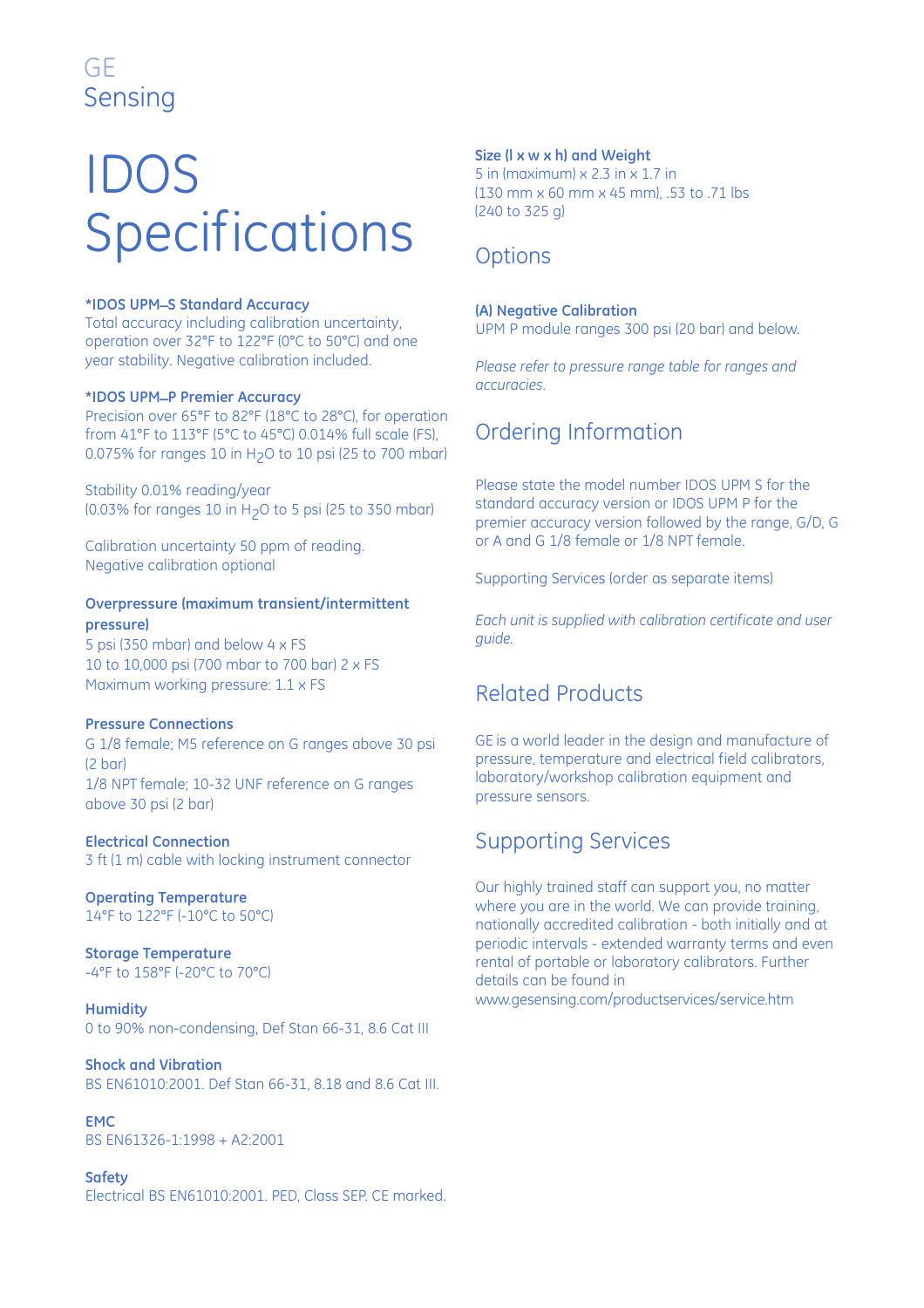GE
Sensing

# IDOS Specifications

**\*IDOS UPM–S Standard Accuracy**
Total accuracy including calibration uncertainty, operation over 32°F to 122°F (0°C to 50°C) and one year stability. Negative calibration included.

**\*IDOS UPM–P Premier Accuracy**
Precision over 65°F to 82°F (18°C to 28°C), for operation from 41°F to 113°F (5°C to 45°C) 0.014% full scale (FS), 0.075% for ranges 10 in $H_2O$ to 10 psi (25 to 700 mbar)

Stability 0.01% reading/year
(0.03% for ranges 10 in $H_2O$ to 5 psi (25 to 350 mbar)

Calibration uncertainty 50 ppm of reading.
Negative calibration optional

**Overpressure (maximum transient/intermittent pressure)**
5 psi (350 mbar) and below 4 x FS
10 to 10,000 psi (700 mbar to 700 bar) 2 x FS
Maximum working pressure: 1.1 x FS

**Pressure Connections**
G 1/8 female; M5 reference on G ranges above 30 psi (2 bar)
1/8 NPT female; 10-32 UNF reference on G ranges above 30 psi (2 bar)

**Electrical Connection**
3 ft (1 m) cable with locking instrument connector

**Operating Temperature**
14°F to 122°F (-10°C to 50°C)

**Storage Temperature**
-4°F to 158°F (-20°C to 70°C)

**Humidity**
0 to 90% non-condensing, Def Stan 66-31, 8.6 Cat III

**Shock and Vibration**
BS EN61010:2001. Def Stan 66-31, 8.18 and 8.6 Cat III.

**EMC**
BS EN61326-1:1998 + A2:2001

**Safety**
Electrical BS EN61010:2001. PED, Class SEP. CE marked.

**Size (l x w x h) and Weight**
5 in (maximum) x 2.3 in x 1.7 in
(130 mm x 60 mm x 45 mm), .53 to .71 lbs
(240 to 325 g)

## Options

**(A) Negative Calibration**
UPM P module ranges 300 psi (20 bar) and below.

*Please refer to pressure range table for ranges and accuracies.*

## Ordering Information

Please state the model number IDOS UPM S for the standard accuracy version or IDOS UPM P for the premier accuracy version followed by the range, G/D, G or A and G 1/8 female or 1/8 NPT female.

Supporting Services (order as separate items)

*Each unit is supplied with calibration certificate and user guide.*

## Related Products

GE is a world leader in the design and manufacture of pressure, temperature and electrical field calibrators, laboratory/workshop calibration equipment and pressure sensors.

## Supporting Services

Our highly trained staff can support you, no matter where you are in the world. We can provide training, nationally accredited calibration - both initially and at periodic intervals - extended warranty terms and even rental of portable or laboratory calibrators. Further details can be found in www.gesensing.com/productservices/service.htm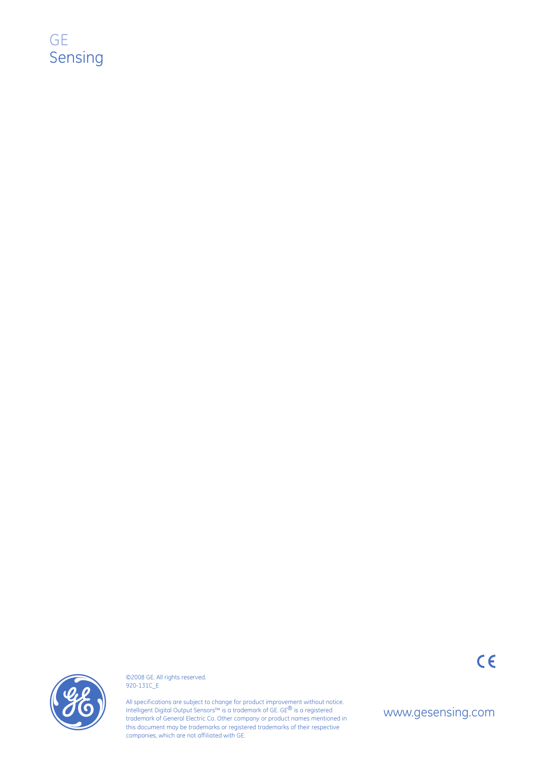GE
Sensing

©2008 GE. All rights reserved.
920-131C_E

All specifications are subject to change for product improvement without notice. Intelligent Digital Output Sensors™ is a trademark of GE. GE® is a registered trademark of General Electric Co. Other company or product names mentioned in this document may be trademarks or registered trademarks of their respective companies, which are not affiliated with GE.

CE

www.gesensing.com